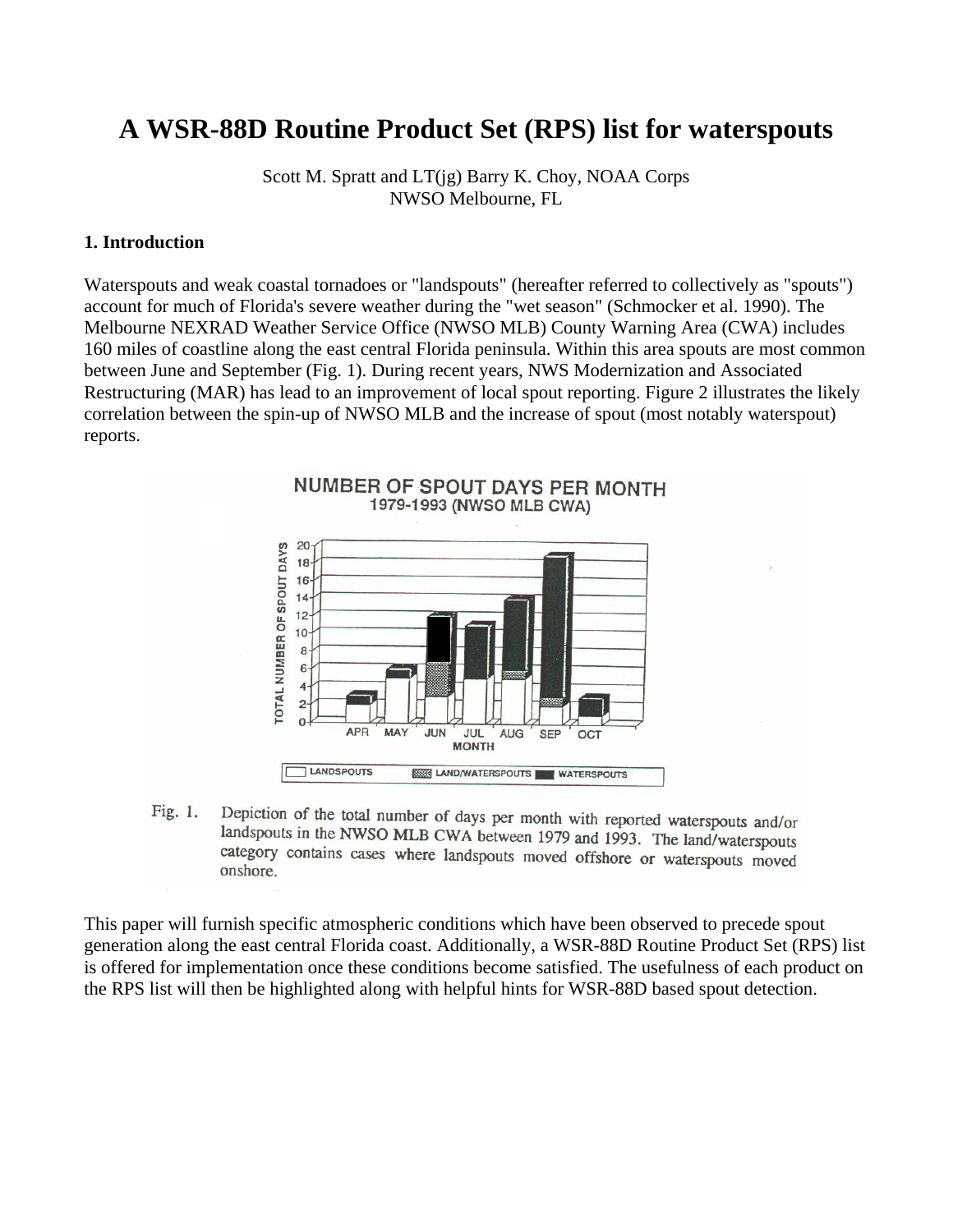# A WSR-88D Routine Product Set (RPS) list for waterspouts

Scott M. Spratt and LT(jg) Barry K. Choy, NOAA Corps
NWSO Melbourne, FL

### 1. Introduction

Waterspouts and weak coastal tornadoes or "landspouts" (hereafter referred to collectively as "spouts") account for much of Florida's severe weather during the "wet season" (Schmocker et al. 1990). The Melbourne NEXRAD Weather Service Office (NWSO MLB) County Warning Area (CWA) includes 160 miles of coastline along the east central Florida peninsula. Within this area spouts are most common between June and September (Fig. 1). During recent years, NWS Modernization and Associated Restructuring (MAR) has lead to an improvement of local spout reporting. Figure 2 illustrates the likely correlation between the spin-up of NWSO MLB and the increase of spout (most notably waterspout) reports.

Fig. 1. Depiction of the total number of days per month with reported waterspouts and/or landspouts in the NWSO MLB CWA between 1979 and 1993. The land/waterspouts category contains cases where landspouts moved offshore or waterspouts moved onshore.

This paper will furnish specific atmospheric conditions which have been observed to precede spout generation along the east central Florida coast. Additionally, a WSR-88D Routine Product Set (RPS) list is offered for implementation once these conditions become satisfied. The usefulness of each product on the RPS list will then be highlighted along with helpful hints for WSR-88D based spout detection.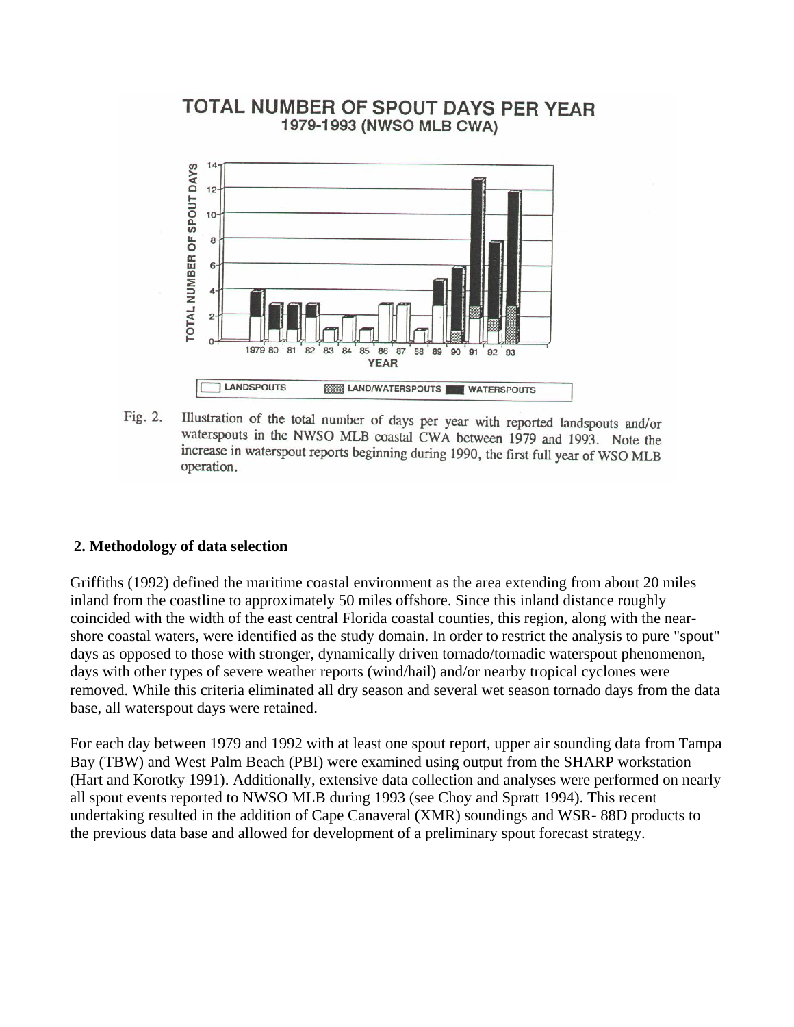TOTAL NUMBER OF SPOUT DAYS PER YEAR
1979-1993 (NWSO MLB CWA)

Fig. 2. Illustration of the total number of days per year with reported landspouts and/or waterspouts in the NWSO MLB coastal CWA between 1979 and 1993. Note the increase in waterspout reports beginning during 1990, the first full year of WSO MLB operation.

## 2. Methodology of data selection

Griffiths (1992) defined the maritime coastal environment as the area extending from about 20 miles inland from the coastline to approximately 50 miles offshore. Since this inland distance roughly coincided with the width of the east central Florida coastal counties, this region, along with the near-shore coastal waters, were identified as the study domain. In order to restrict the analysis to pure "spout" days as opposed to those with stronger, dynamically driven tornado/tornadic waterspout phenomenon, days with other types of severe weather reports (wind/hail) and/or nearby tropical cyclones were removed. While this criteria eliminated all dry season and several wet season tornado days from the data base, all waterspout days were retained.

For each day between 1979 and 1992 with at least one spout report, upper air sounding data from Tampa Bay (TBW) and West Palm Beach (PBI) were examined using output from the SHARP workstation (Hart and Korotky 1991). Additionally, extensive data collection and analyses were performed on nearly all spout events reported to NWSO MLB during 1993 (see Choy and Spratt 1994). This recent undertaking resulted in the addition of Cape Canaveral (XMR) soundings and WSR- 88D products to the previous data base and allowed for development of a preliminary spout forecast strategy.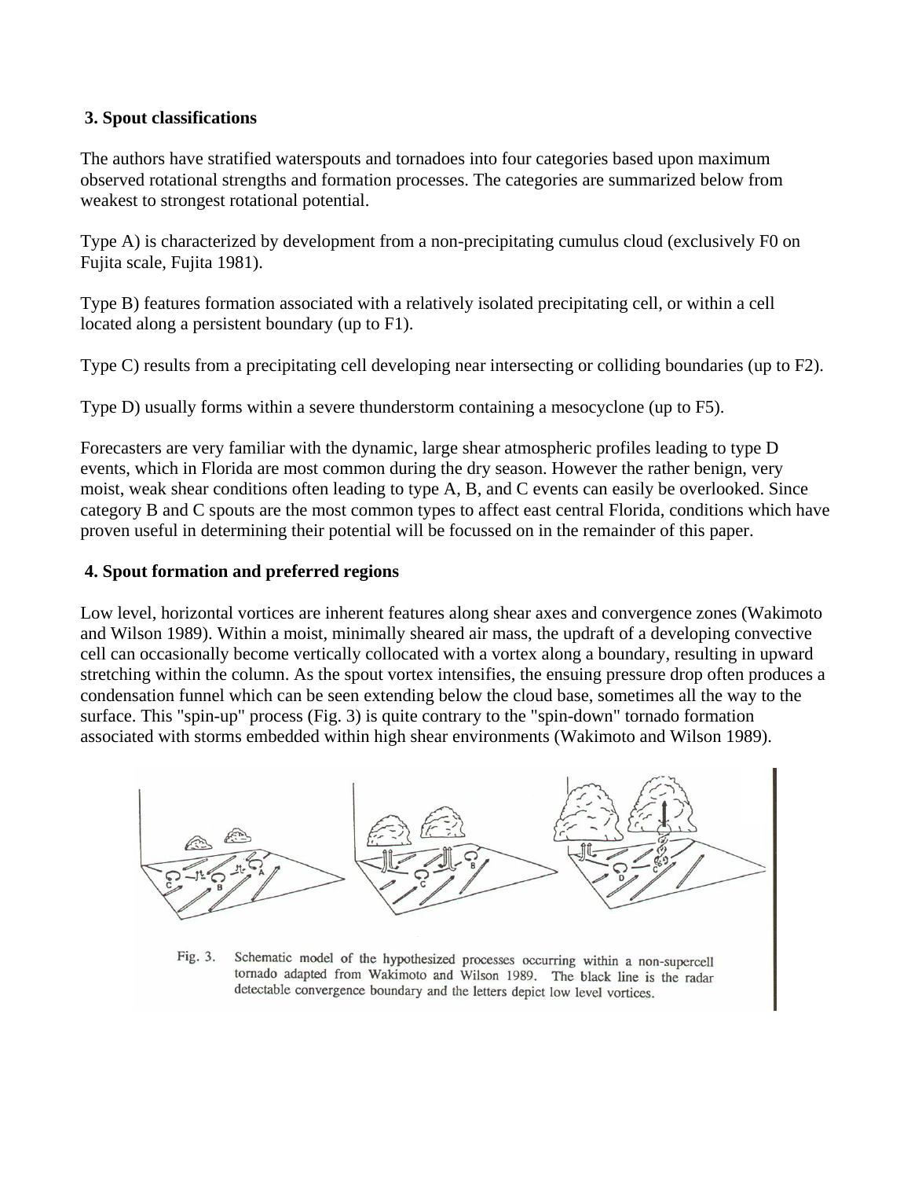## 3. Spout classifications

The authors have stratified waterspouts and tornadoes into four categories based upon maximum observed rotational strengths and formation processes. The categories are summarized below from weakest to strongest rotational potential.

Type A) is characterized by development from a non-precipitating cumulus cloud (exclusively F0 on Fujita scale, Fujita 1981).

Type B) features formation associated with a relatively isolated precipitating cell, or within a cell located along a persistent boundary (up to F1).

Type C) results from a precipitating cell developing near intersecting or colliding boundaries (up to F2).

Type D) usually forms within a severe thunderstorm containing a mesocyclone (up to F5).

Forecasters are very familiar with the dynamic, large shear atmospheric profiles leading to type D events, which in Florida are most common during the dry season. However the rather benign, very moist, weak shear conditions often leading to type A, B, and C events can easily be overlooked. Since category B and C spouts are the most common types to affect east central Florida, conditions which have proven useful in determining their potential will be focussed on in the remainder of this paper.

## 4. Spout formation and preferred regions

Low level, horizontal vortices are inherent features along shear axes and convergence zones (Wakimoto and Wilson 1989). Within a moist, minimally sheared air mass, the updraft of a developing convective cell can occasionally become vertically collocated with a vortex along a boundary, resulting in upward stretching within the column. As the spout vortex intensifies, the ensuing pressure drop often produces a condensation funnel which can be seen extending below the cloud base, sometimes all the way to the surface. This "spin-up" process (Fig. 3) is quite contrary to the "spin-down" tornado formation associated with storms embedded within high shear environments (Wakimoto and Wilson 1989).

Fig. 3. Schematic model of the hypothesized processes occurring within a non-supercell tornado adapted from Wakimoto and Wilson 1989. The black line is the radar detectable convergence boundary and the letters depict low level vortices.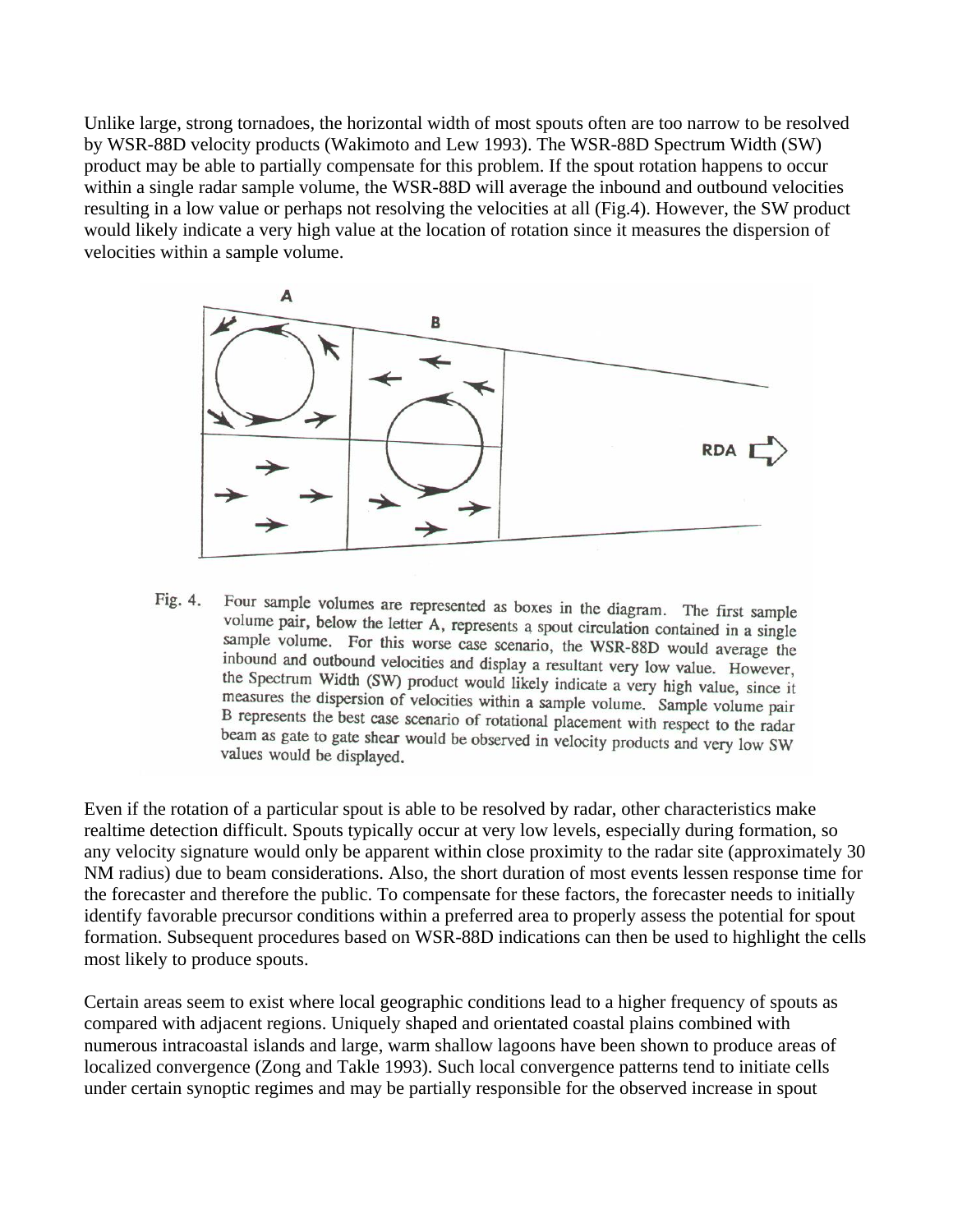Unlike large, strong tornadoes, the horizontal width of most spouts often are too narrow to be resolved by WSR-88D velocity products (Wakimoto and Lew 1993). The WSR-88D Spectrum Width (SW) product may be able to partially compensate for this problem. If the spout rotation happens to occur within a single radar sample volume, the WSR-88D will average the inbound and outbound velocities resulting in a low value or perhaps not resolving the velocities at all (Fig.4). However, the SW product would likely indicate a very high value at the location of rotation since it measures the dispersion of velocities within a sample volume.

Fig. 4. Four sample volumes are represented as boxes in the diagram. The first sample volume pair, below the letter A, represents a spout circulation contained in a single sample volume. For this worse case scenario, the WSR-88D would average the inbound and outbound velocities and display a resultant very low value. However, the Spectrum Width (SW) product would likely indicate a very high value, since it measures the dispersion of velocities within a sample volume. Sample volume pair B represents the best case scenario of rotational placement with respect to the radar beam as gate to gate shear would be observed in velocity products and very low SW values would be displayed.

Even if the rotation of a particular spout is able to be resolved by radar, other characteristics make realtime detection difficult. Spouts typically occur at very low levels, especially during formation, so any velocity signature would only be apparent within close proximity to the radar site (approximately 30 NM radius) due to beam considerations. Also, the short duration of most events lessen response time for the forecaster and therefore the public. To compensate for these factors, the forecaster needs to initially identify favorable precursor conditions within a preferred area to properly assess the potential for spout formation. Subsequent procedures based on WSR-88D indications can then be used to highlight the cells most likely to produce spouts.

Certain areas seem to exist where local geographic conditions lead to a higher frequency of spouts as compared with adjacent regions. Uniquely shaped and orientated coastal plains combined with numerous intracoastal islands and large, warm shallow lagoons have been shown to produce areas of localized convergence (Zong and Takle 1993). Such local convergence patterns tend to initiate cells under certain synoptic regimes and may be partially responsible for the observed increase in spout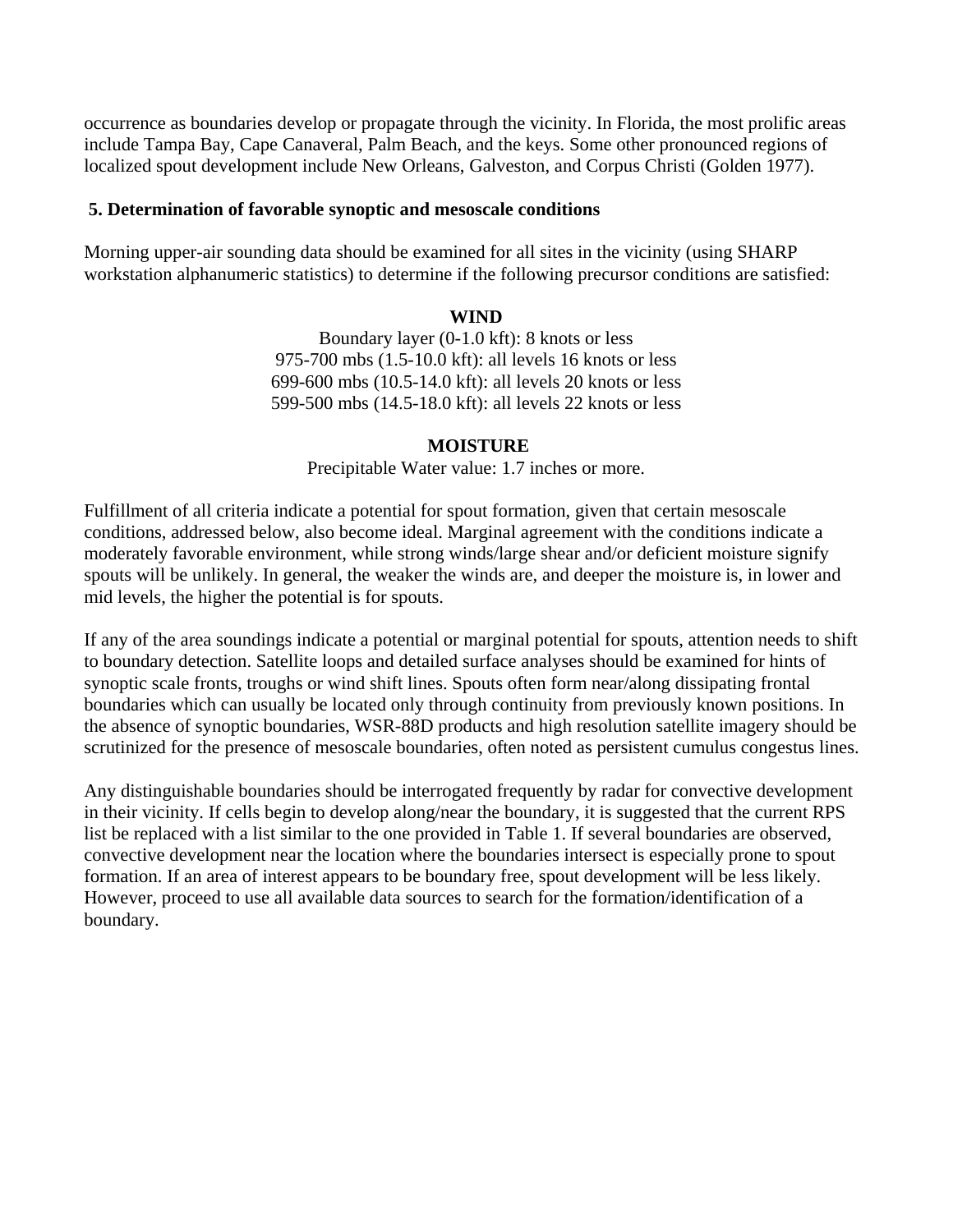occurrence as boundaries develop or propagate through the vicinity. In Florida, the most prolific areas include Tampa Bay, Cape Canaveral, Palm Beach, and the keys. Some other pronounced regions of localized spout development include New Orleans, Galveston, and Corpus Christi (Golden 1977).

## 5. Determination of favorable synoptic and mesoscale conditions

Morning upper-air sounding data should be examined for all sites in the vicinity (using SHARP workstation alphanumeric statistics) to determine if the following precursor conditions are satisfied:

**WIND**

Boundary layer (0-1.0 kft): 8 knots or less
975-700 mbs (1.5-10.0 kft): all levels 16 knots or less
699-600 mbs (10.5-14.0 kft): all levels 20 knots or less
599-500 mbs (14.5-18.0 kft): all levels 22 knots or less

**MOISTURE**

Precipitable Water value: 1.7 inches or more.

Fulfillment of all criteria indicate a potential for spout formation, given that certain mesoscale conditions, addressed below, also become ideal. Marginal agreement with the conditions indicate a moderately favorable environment, while strong winds/large shear and/or deficient moisture signify spouts will be unlikely. In general, the weaker the winds are, and deeper the moisture is, in lower and mid levels, the higher the potential is for spouts.

If any of the area soundings indicate a potential or marginal potential for spouts, attention needs to shift to boundary detection. Satellite loops and detailed surface analyses should be examined for hints of synoptic scale fronts, troughs or wind shift lines. Spouts often form near/along dissipating frontal boundaries which can usually be located only through continuity from previously known positions. In the absence of synoptic boundaries, WSR-88D products and high resolution satellite imagery should be scrutinized for the presence of mesoscale boundaries, often noted as persistent cumulus congestus lines.

Any distinguishable boundaries should be interrogated frequently by radar for convective development in their vicinity. If cells begin to develop along/near the boundary, it is suggested that the current RPS list be replaced with a list similar to the one provided in Table 1. If several boundaries are observed, convective development near the location where the boundaries intersect is especially prone to spout formation. If an area of interest appears to be boundary free, spout development will be less likely. However, proceed to use all available data sources to search for the formation/identification of a boundary.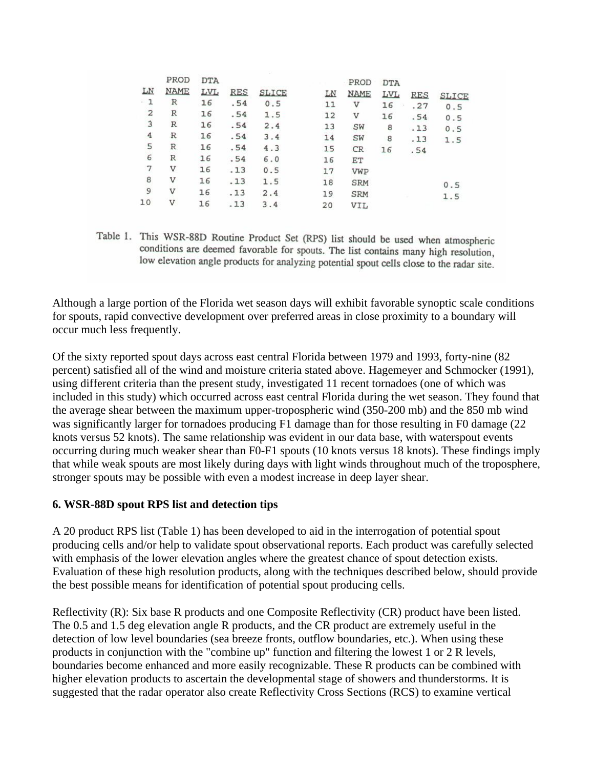| LN | PROD NAME | DTA LVL | RES | SLICE | LN | PROD NAME | DTA LVL | RES | SLICE |
|---|---|---|---|---|---|---|---|---|---|
| 1 | R | 16 | .54 | 0.5 | 11 | V | 16 | .27 | 0.5 |
| 2 | R | 16 | .54 | 1.5 | 12 | V | 16 | .54 | 0.5 |
| 3 | R | 16 | .54 | 2.4 | 13 | SW | 8 | .13 | 0.5 |
| 4 | R | 16 | .54 | 3.4 | 14 | SW | 8 | .13 | 1.5 |
| 5 | R | 16 | .54 | 4.3 | 15 | CR | 16 | .54 | |
| 6 | R | 16 | .54 | 6.0 | 16 | ET | | | |
| 7 | V | 16 | .13 | 0.5 | 17 | VWP | | | |
| 8 | V | 16 | .13 | 1.5 | 18 | SRM | | | 0.5 |
| 9 | V | 16 | .13 | 2.4 | 19 | SRM | | | 1.5 |
| 10 | V | 16 | .13 | 3.4 | 20 | VIL | | | |

Table 1. This WSR-88D Routine Product Set (RPS) list should be used when atmospheric conditions are deemed favorable for spouts. The list contains many high resolution, low elevation angle products for analyzing potential spout cells close to the radar site.

Although a large portion of the Florida wet season days will exhibit favorable synoptic scale conditions for spouts, rapid convective development over preferred areas in close proximity to a boundary will occur much less frequently.

Of the sixty reported spout days across east central Florida between 1979 and 1993, forty-nine (82 percent) satisfied all of the wind and moisture criteria stated above. Hagemeyer and Schmocker (1991), using different criteria than the present study, investigated 11 recent tornadoes (one of which was included in this study) which occurred across east central Florida during the wet season. They found that the average shear between the maximum upper-tropospheric wind (350-200 mb) and the 850 mb wind was significantly larger for tornadoes producing F1 damage than for those resulting in F0 damage (22 knots versus 52 knots). The same relationship was evident in our data base, with waterspout events occurring during much weaker shear than F0-F1 spouts (10 knots versus 18 knots). These findings imply that while weak spouts are most likely during days with light winds throughout much of the troposphere, stronger spouts may be possible with even a modest increase in deep layer shear.

**6. WSR-88D spout RPS list and detection tips**

A 20 product RPS list (Table 1) has been developed to aid in the interrogation of potential spout producing cells and/or help to validate spout observational reports. Each product was carefully selected with emphasis of the lower elevation angles where the greatest chance of spout detection exists. Evaluation of these high resolution products, along with the techniques described below, should provide the best possible means for identification of potential spout producing cells.

Reflectivity (R): Six base R products and one Composite Reflectivity (CR) product have been listed. The 0.5 and 1.5 deg elevation angle R products, and the CR product are extremely useful in the detection of low level boundaries (sea breeze fronts, outflow boundaries, etc.). When using these products in conjunction with the "combine up" function and filtering the lowest 1 or 2 R levels, boundaries become enhanced and more easily recognizable. These R products can be combined with higher elevation products to ascertain the developmental stage of showers and thunderstorms. It is suggested that the radar operator also create Reflectivity Cross Sections (RCS) to examine vertical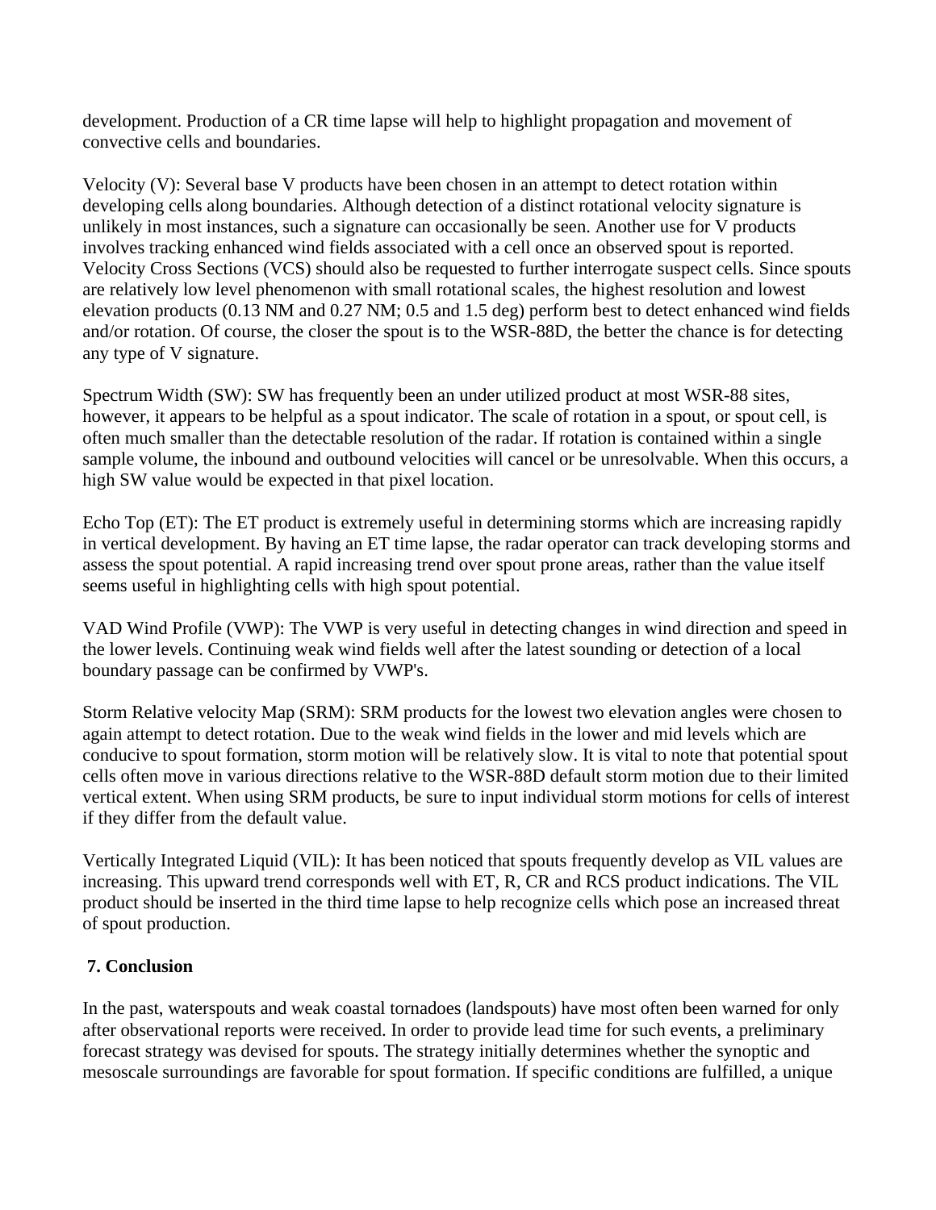development. Production of a CR time lapse will help to highlight propagation and movement of convective cells and boundaries.

Velocity (V): Several base V products have been chosen in an attempt to detect rotation within developing cells along boundaries. Although detection of a distinct rotational velocity signature is unlikely in most instances, such a signature can occasionally be seen. Another use for V products involves tracking enhanced wind fields associated with a cell once an observed spout is reported. Velocity Cross Sections (VCS) should also be requested to further interrogate suspect cells. Since spouts are relatively low level phenomenon with small rotational scales, the highest resolution and lowest elevation products (0.13 NM and 0.27 NM; 0.5 and 1.5 deg) perform best to detect enhanced wind fields and/or rotation. Of course, the closer the spout is to the WSR-88D, the better the chance is for detecting any type of V signature.

Spectrum Width (SW): SW has frequently been an under utilized product at most WSR-88 sites, however, it appears to be helpful as a spout indicator. The scale of rotation in a spout, or spout cell, is often much smaller than the detectable resolution of the radar. If rotation is contained within a single sample volume, the inbound and outbound velocities will cancel or be unresolvable. When this occurs, a high SW value would be expected in that pixel location.

Echo Top (ET): The ET product is extremely useful in determining storms which are increasing rapidly in vertical development. By having an ET time lapse, the radar operator can track developing storms and assess the spout potential. A rapid increasing trend over spout prone areas, rather than the value itself seems useful in highlighting cells with high spout potential.

VAD Wind Profile (VWP): The VWP is very useful in detecting changes in wind direction and speed in the lower levels. Continuing weak wind fields well after the latest sounding or detection of a local boundary passage can be confirmed by VWP's.

Storm Relative velocity Map (SRM): SRM products for the lowest two elevation angles were chosen to again attempt to detect rotation. Due to the weak wind fields in the lower and mid levels which are conducive to spout formation, storm motion will be relatively slow. It is vital to note that potential spout cells often move in various directions relative to the WSR-88D default storm motion due to their limited vertical extent. When using SRM products, be sure to input individual storm motions for cells of interest if they differ from the default value.

Vertically Integrated Liquid (VIL): It has been noticed that spouts frequently develop as VIL values are increasing. This upward trend corresponds well with ET, R, CR and RCS product indications. The VIL product should be inserted in the third time lapse to help recognize cells which pose an increased threat of spout production.

## 7. Conclusion

In the past, waterspouts and weak coastal tornadoes (landspouts) have most often been warned for only after observational reports were received. In order to provide lead time for such events, a preliminary forecast strategy was devised for spouts. The strategy initially determines whether the synoptic and mesoscale surroundings are favorable for spout formation. If specific conditions are fulfilled, a unique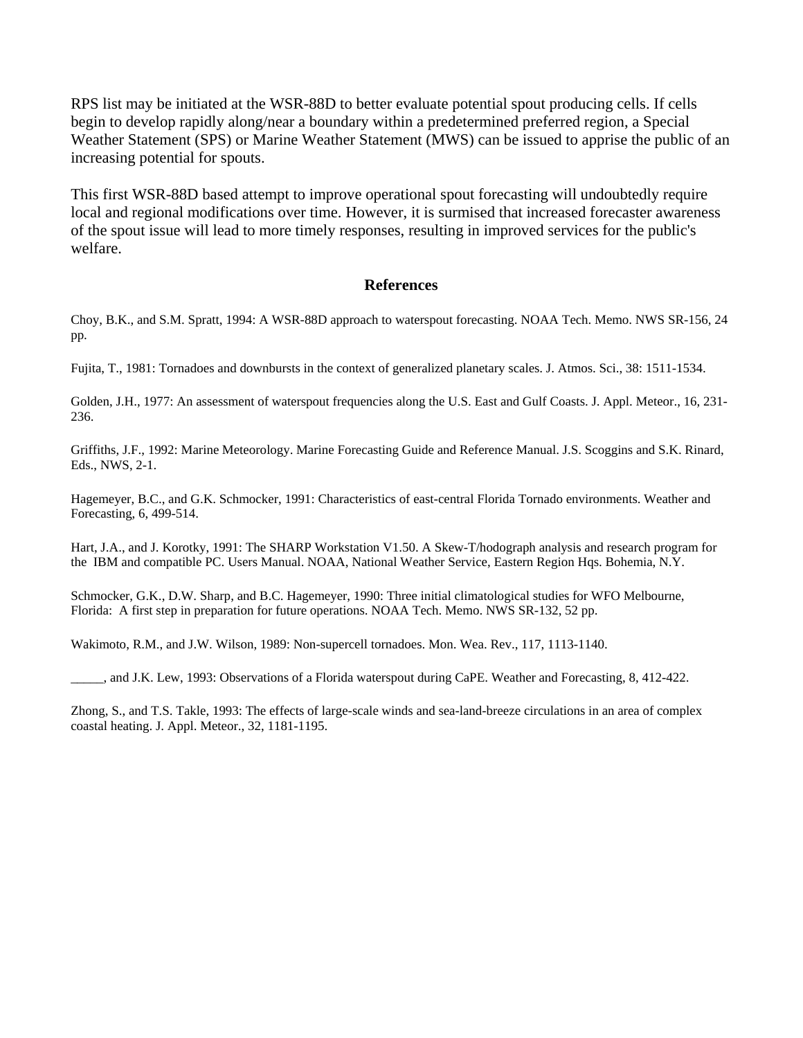RPS list may be initiated at the WSR-88D to better evaluate potential spout producing cells. If cells begin to develop rapidly along/near a boundary within a predetermined preferred region, a Special Weather Statement (SPS) or Marine Weather Statement (MWS) can be issued to apprise the public of an increasing potential for spouts.

This first WSR-88D based attempt to improve operational spout forecasting will undoubtedly require local and regional modifications over time. However, it is surmised that increased forecaster awareness of the spout issue will lead to more timely responses, resulting in improved services for the public's welfare.

## References

Choy, B.K., and S.M. Spratt, 1994: A WSR-88D approach to waterspout forecasting. NOAA Tech. Memo. NWS SR-156, 24 pp.

Fujita, T., 1981: Tornadoes and downbursts in the context of generalized planetary scales. J. Atmos. Sci., 38: 1511-1534.

Golden, J.H., 1977: An assessment of waterspout frequencies along the U.S. East and Gulf Coasts. J. Appl. Meteor., 16, 231-236.

Griffiths, J.F., 1992: Marine Meteorology. Marine Forecasting Guide and Reference Manual. J.S. Scoggins and S.K. Rinard, Eds., NWS, 2-1.

Hagemeyer, B.C., and G.K. Schmocker, 1991: Characteristics of east-central Florida Tornado environments. Weather and Forecasting, 6, 499-514.

Hart, J.A., and J. Korotky, 1991: The SHARP Workstation V1.50. A Skew-T/hodograph analysis and research program for the IBM and compatible PC. Users Manual. NOAA, National Weather Service, Eastern Region Hqs. Bohemia, N.Y.

Schmocker, G.K., D.W. Sharp, and B.C. Hagemeyer, 1990: Three initial climatological studies for WFO Melbourne, Florida: A first step in preparation for future operations. NOAA Tech. Memo. NWS SR-132, 52 pp.

Wakimoto, R.M., and J.W. Wilson, 1989: Non-supercell tornadoes. Mon. Wea. Rev., 117, 1113-1140.

_____, and J.K. Lew, 1993: Observations of a Florida waterspout during CaPE. Weather and Forecasting, 8, 412-422.

Zhong, S., and T.S. Takle, 1993: The effects of large-scale winds and sea-land-breeze circulations in an area of complex coastal heating. J. Appl. Meteor., 32, 1181-1195.